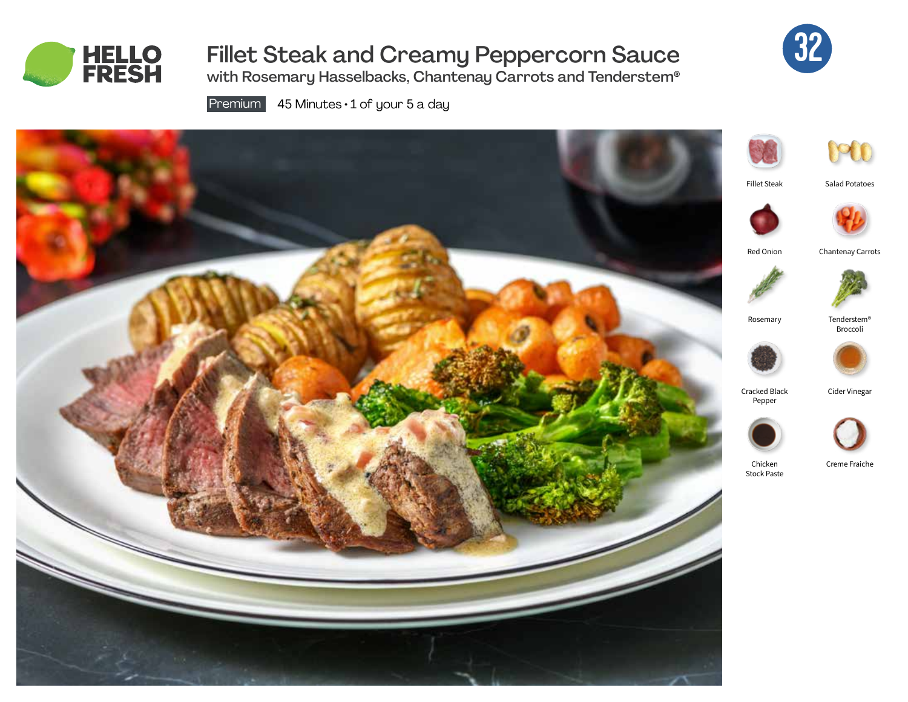HELLO FRESH

# Fillet Steak and Creamy Peppercorn Sauce

## with Rosemary Hasselbacks, Chantenay Carrots and Tenderstem®

Premium 45 Minutes • 1 of your 5 a day

32

- Fillet Steak
- Salad Potatoes
- Red Onion
- Chantenay Carrots
- Rosemary
- Tenderstem® Broccoli
- Cracked Black Pepper
- Cider Vinegar
- Chicken Stock Paste
- Creme Fraiche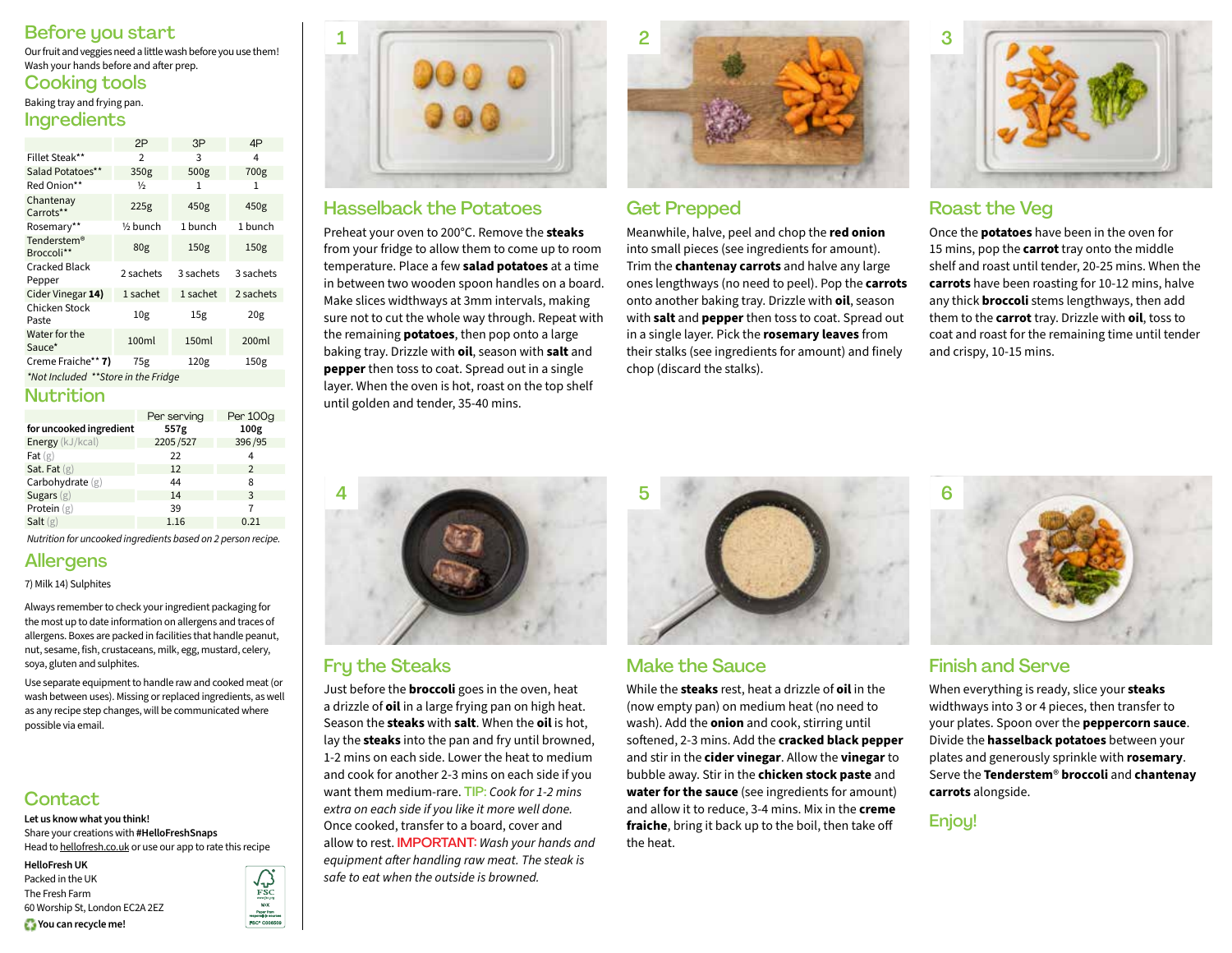## Before you start

Our fruit and veggies need a little wash before you use them! Wash your hands before and after prep.

## Cooking tools

Baking tray and frying pan.

## Ingredients

| | 2P | 3P | 4P |
|---|---|---|---|
| Fillet Steak** | 2 | 3 | 4 |
| Salad Potatoes** | 350g | 500g | 700g |
| Red Onion** | ½ | 1 | 1 |
| Chantenay Carrots** | 225g | 450g | 450g |
| Rosemary** | ½ bunch | 1 bunch | 1 bunch |
| Tenderstem® Broccoli** | 80g | 150g | 150g |
| Cracked Black Pepper | 2 sachets | 3 sachets | 3 sachets |
| Cider Vinegar **14)** | 1 sachet | 1 sachet | 2 sachets |
| Chicken Stock Paste | 10g | 15g | 20g |
| Water for the Sauce* | 100ml | 150ml | 200ml |
| Creme Fraiche** **7)** | 75g | 120g | 150g |

*\*Not Included \*\*Store in the Fridge*

## Nutrition

| | Per serving | Per 100g |
|---|---|---|
| **for uncooked ingredient** | **557g** | **100g** |
| Energy (kJ/kcal) | 2205 /527 | 396 /95 |
| Fat (g) | 22 | 4 |
| Sat. Fat (g) | 12 | 2 |
| Carbohydrate (g) | 44 | 8 |
| Sugars (g) | 14 | 3 |
| Protein (g) | 39 | 7 |
| Salt (g) | 1.16 | 0.21 |

*Nutrition for uncooked ingredients based on 2 person recipe.*

## Allergens

7) Milk 14) Sulphites

Always remember to check your ingredient packaging for the most up to date information on allergens and traces of allergens. Boxes are packed in facilities that handle peanut, nut, sesame, fish, crustaceans, milk, egg, mustard, celery, soya, gluten and sulphites.

Use separate equipment to handle raw and cooked meat (or wash between uses). Missing or replaced ingredients, as well as any recipe step changes, will be communicated where possible via email.

## Contact

**Let us know what you think!**
Share your creations with **#HelloFreshSnaps**
Head to hellofresh.co.uk or use our app to rate this recipe

**HelloFresh UK**
Packed in the UK
The Fresh Farm
60 Worship St, London EC2A 2EZ

**You can recycle me!**

### 1 Hasselback the Potatoes

Preheat your oven to 200°C. Remove the **steaks** from your fridge to allow them to come up to room temperature. Place a few **salad potatoes** at a time in between two wooden spoon handles on a board. Make slices widthways at 3mm intervals, making sure not to cut the whole way through. Repeat with the remaining **potatoes**, then pop onto a large baking tray. Drizzle with **oil**, season with **salt** and **pepper** then toss to coat. Spread out in a single layer. When the oven is hot, roast on the top shelf until golden and tender, 35-40 mins.

### 2 Get Prepped

Meanwhile, halve, peel and chop the **red onion** into small pieces (see ingredients for amount). Trim the **chantenay carrots** and halve any large ones lengthways (no need to peel). Pop the **carrots** onto another baking tray. Drizzle with **oil**, season with **salt** and **pepper** then toss to coat. Spread out in a single layer. Pick the **rosemary leaves** from their stalks (see ingredients for amount) and finely chop (discard the stalks).

### 3 Roast the Veg

Once the **potatoes** have been in the oven for 15 mins, pop the **carrot** tray onto the middle shelf and roast until tender, 20-25 mins. When the **carrots** have been roasting for 10-12 mins, halve any thick **broccoli** stems lengthways, then add them to the **carrot** tray. Drizzle with **oil**, toss to coat and roast for the remaining time until tender and crispy, 10-15 mins.

### 4 Fry the Steaks

Just before the **broccoli** goes in the oven, heat a drizzle of **oil** in a large frying pan on high heat. Season the **steaks** with **salt**. When the **oil** is hot, lay the **steaks** into the pan and fry until browned, 1-2 mins on each side. Lower the heat to medium and cook for another 2-3 mins on each side if you want them medium-rare. TIP: *Cook for 1-2 mins extra on each side if you like it more well done.* Once cooked, transfer to a board, cover and allow to rest. IMPORTANT: *Wash your hands and equipment after handling raw meat. The steak is safe to eat when the outside is browned.*

### 5 Make the Sauce

While the **steaks** rest, heat a drizzle of **oil** in the (now empty pan) on medium heat (no need to wash). Add the **onion** and cook, stirring until softened, 2-3 mins. Add the **cracked black pepper** and stir in the **cider vinegar**. Allow the **vinegar** to bubble away. Stir in the **chicken stock paste** and **water for the sauce** (see ingredients for amount) and allow it to reduce, 3-4 mins. Mix in the **creme fraiche**, bring it back up to the boil, then take off the heat.

### 6 Finish and Serve

When everything is ready, slice your **steaks** widthways into 3 or 4 pieces, then transfer to your plates. Spoon over the **peppercorn sauce**. Divide the **hasselback potatoes** between your plates and generously sprinkle with **rosemary**. Serve the **Tenderstem® broccoli** and **chantenay carrots** alongside.

**Enjoy!**